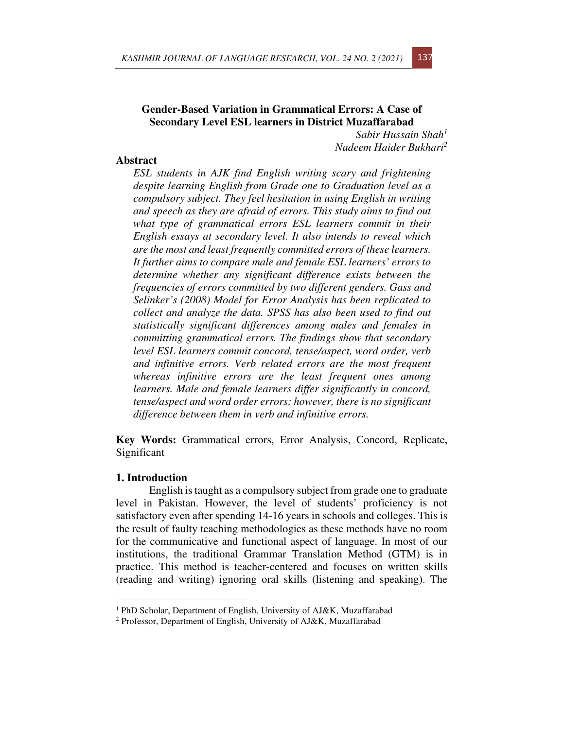# Gender-Based Variation in Grammatical Errors: A Case of Secondary Level ESL learners in District Muzaffarabad

*Sabir Hussain Shah*[1]
*Nadeem Haider Bukhari*[2]

## Abstract

*ESL students in AJK find English writing scary and frightening despite learning English from Grade one to Graduation level as a compulsory subject. They feel hesitation in using English in writing and speech as they are afraid of errors. This study aims to find out what type of grammatical errors ESL learners commit in their English essays at secondary level. It also intends to reveal which are the most and least frequently committed errors of these learners. It further aims to compare male and female ESL learners' errors to determine whether any significant difference exists between the frequencies of errors committed by two different genders. Gass and Selinker's (2008) Model for Error Analysis has been replicated to collect and analyze the data. SPSS has also been used to find out statistically significant differences among males and females in committing grammatical errors. The findings show that secondary level ESL learners commit concord, tense/aspect, word order, verb and infinitive errors. Verb related errors are the most frequent whereas infinitive errors are the least frequent ones among learners. Male and female learners differ significantly in concord, tense/aspect and word order errors; however, there is no significant difference between them in verb and infinitive errors.*

**Key Words:** Grammatical errors, Error Analysis, Concord, Replicate, Significant

## 1. Introduction

English is taught as a compulsory subject from grade one to graduate level in Pakistan. However, the level of students' proficiency is not satisfactory even after spending 14-16 years in schools and colleges. This is the result of faulty teaching methodologies as these methods have no room for the communicative and functional aspect of language. In most of our institutions, the traditional Grammar Translation Method (GTM) is in practice. This method is teacher-centered and focuses on written skills (reading and writing) ignoring oral skills (listening and speaking). The

---

[1] PhD Scholar, Department of English, University of AJ&K, Muzaffarabad

[2] Professor, Department of English, University of AJ&K, Muzaffarabad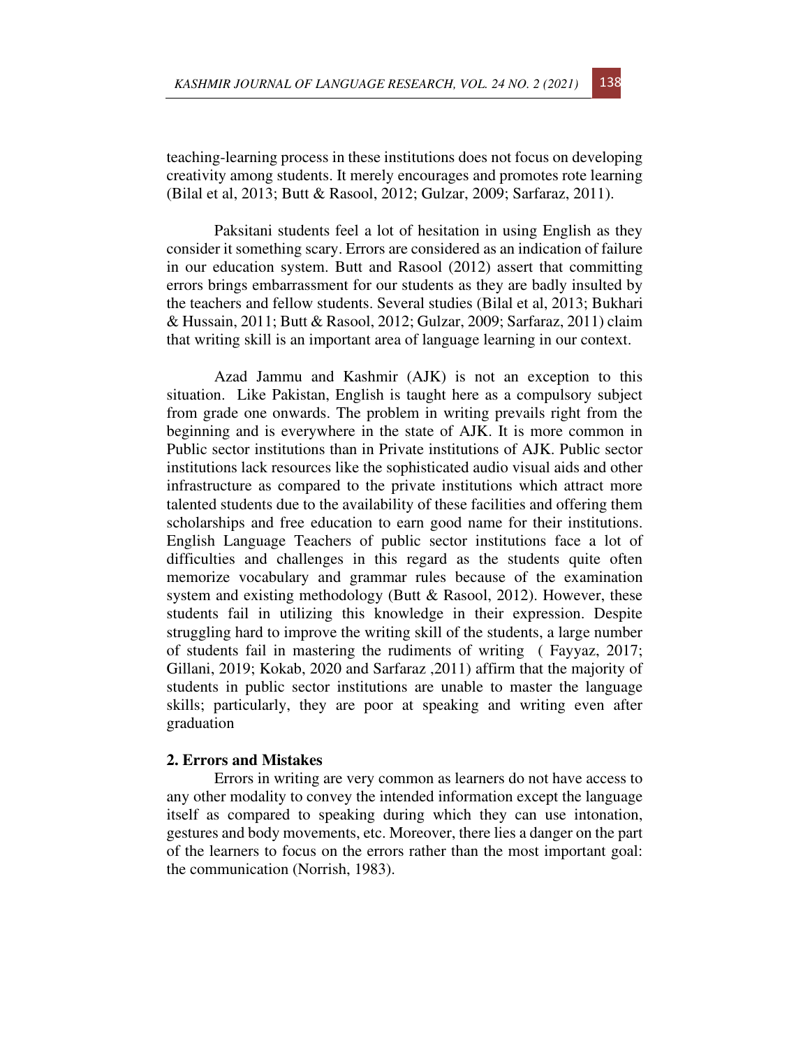teaching-learning process in these institutions does not focus on developing creativity among students. It merely encourages and promotes rote learning (Bilal et al, 2013; Butt & Rasool, 2012; Gulzar, 2009; Sarfaraz, 2011).

Paksitani students feel a lot of hesitation in using English as they consider it something scary. Errors are considered as an indication of failure in our education system. Butt and Rasool (2012) assert that committing errors brings embarrassment for our students as they are badly insulted by the teachers and fellow students. Several studies (Bilal et al, 2013; Bukhari & Hussain, 2011; Butt & Rasool, 2012; Gulzar, 2009; Sarfaraz, 2011) claim that writing skill is an important area of language learning in our context.

Azad Jammu and Kashmir (AJK) is not an exception to this situation. Like Pakistan, English is taught here as a compulsory subject from grade one onwards. The problem in writing prevails right from the beginning and is everywhere in the state of AJK. It is more common in Public sector institutions than in Private institutions of AJK. Public sector institutions lack resources like the sophisticated audio visual aids and other infrastructure as compared to the private institutions which attract more talented students due to the availability of these facilities and offering them scholarships and free education to earn good name for their institutions. English Language Teachers of public sector institutions face a lot of difficulties and challenges in this regard as the students quite often memorize vocabulary and grammar rules because of the examination system and existing methodology (Butt & Rasool, 2012). However, these students fail in utilizing this knowledge in their expression. Despite struggling hard to improve the writing skill of the students, a large number of students fail in mastering the rudiments of writing ( Fayyaz, 2017; Gillani, 2019; Kokab, 2020 and Sarfaraz ,2011) affirm that the majority of students in public sector institutions are unable to master the language skills; particularly, they are poor at speaking and writing even after graduation

## 2. Errors and Mistakes

Errors in writing are very common as learners do not have access to any other modality to convey the intended information except the language itself as compared to speaking during which they can use intonation, gestures and body movements, etc. Moreover, there lies a danger on the part of the learners to focus on the errors rather than the most important goal: the communication (Norrish, 1983).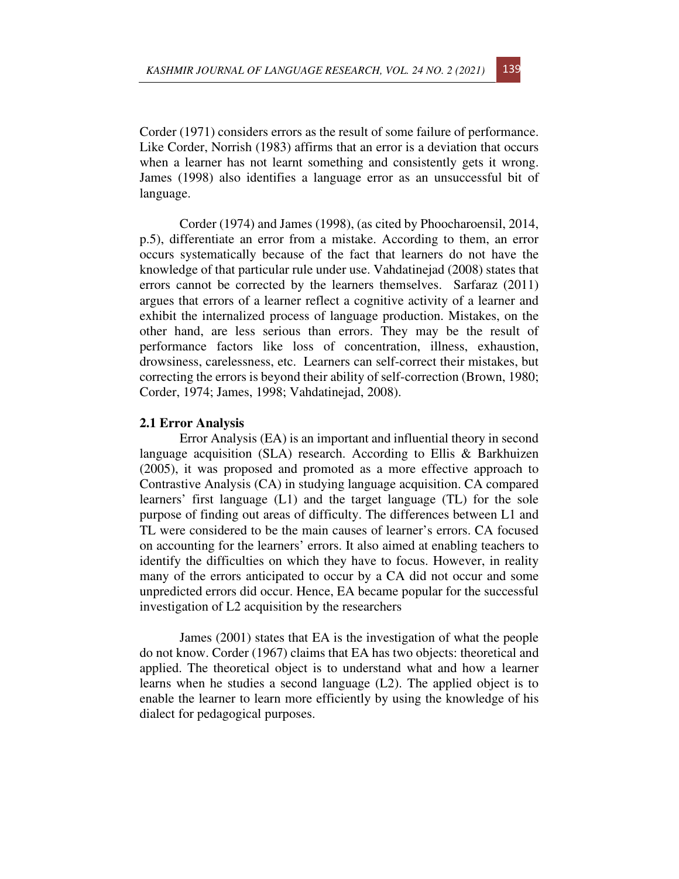Corder (1971) considers errors as the result of some failure of performance. Like Corder, Norrish (1983) affirms that an error is a deviation that occurs when a learner has not learnt something and consistently gets it wrong. James (1998) also identifies a language error as an unsuccessful bit of language.

Corder (1974) and James (1998), (as cited by Phoocharoensil, 2014, p.5), differentiate an error from a mistake. According to them, an error occurs systematically because of the fact that learners do not have the knowledge of that particular rule under use. Vahdatinejad (2008) states that errors cannot be corrected by the learners themselves. Sarfaraz (2011) argues that errors of a learner reflect a cognitive activity of a learner and exhibit the internalized process of language production. Mistakes, on the other hand, are less serious than errors. They may be the result of performance factors like loss of concentration, illness, exhaustion, drowsiness, carelessness, etc. Learners can self-correct their mistakes, but correcting the errors is beyond their ability of self-correction (Brown, 1980; Corder, 1974; James, 1998; Vahdatinejad, 2008).

## 2.1 Error Analysis

Error Analysis (EA) is an important and influential theory in second language acquisition (SLA) research. According to Ellis & Barkhuizen (2005), it was proposed and promoted as a more effective approach to Contrastive Analysis (CA) in studying language acquisition. CA compared learners' first language (L1) and the target language (TL) for the sole purpose of finding out areas of difficulty. The differences between L1 and TL were considered to be the main causes of learner's errors. CA focused on accounting for the learners' errors. It also aimed at enabling teachers to identify the difficulties on which they have to focus. However, in reality many of the errors anticipated to occur by a CA did not occur and some unpredicted errors did occur. Hence, EA became popular for the successful investigation of L2 acquisition by the researchers

James (2001) states that EA is the investigation of what the people do not know. Corder (1967) claims that EA has two objects: theoretical and applied. The theoretical object is to understand what and how a learner learns when he studies a second language (L2). The applied object is to enable the learner to learn more efficiently by using the knowledge of his dialect for pedagogical purposes.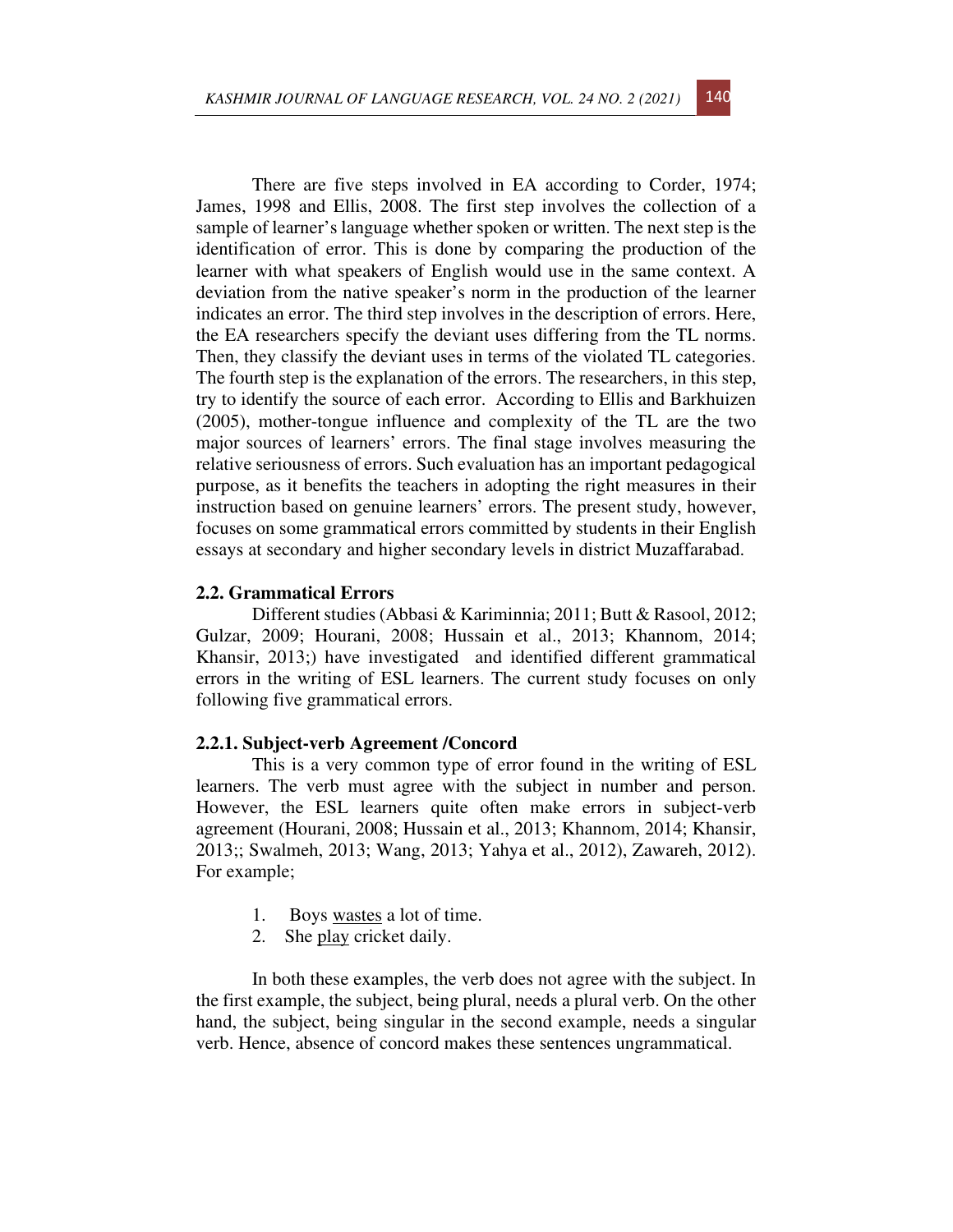There are five steps involved in EA according to Corder, 1974; James, 1998 and Ellis, 2008. The first step involves the collection of a sample of learner's language whether spoken or written. The next step is the identification of error. This is done by comparing the production of the learner with what speakers of English would use in the same context. A deviation from the native speaker's norm in the production of the learner indicates an error. The third step involves in the description of errors. Here, the EA researchers specify the deviant uses differing from the TL norms. Then, they classify the deviant uses in terms of the violated TL categories. The fourth step is the explanation of the errors. The researchers, in this step, try to identify the source of each error. According to Ellis and Barkhuizen (2005), mother-tongue influence and complexity of the TL are the two major sources of learners' errors. The final stage involves measuring the relative seriousness of errors. Such evaluation has an important pedagogical purpose, as it benefits the teachers in adopting the right measures in their instruction based on genuine learners' errors. The present study, however, focuses on some grammatical errors committed by students in their English essays at secondary and higher secondary levels in district Muzaffarabad.

### 2.2. Grammatical Errors

Different studies (Abbasi & Kariminnia; 2011; Butt & Rasool, 2012; Gulzar, 2009; Hourani, 2008; Hussain et al., 2013; Khannom, 2014; Khansir, 2013;) have investigated and identified different grammatical errors in the writing of ESL learners. The current study focuses on only following five grammatical errors.

#### 2.2.1. Subject-verb Agreement /Concord

This is a very common type of error found in the writing of ESL learners. The verb must agree with the subject in number and person. However, the ESL learners quite often make errors in subject-verb agreement (Hourani, 2008; Hussain et al., 2013; Khannom, 2014; Khansir, 2013;; Swalmeh, 2013; Wang, 2013; Yahya et al., 2012), Zawareh, 2012). For example;

1. Boys <u>wastes</u> a lot of time.
2. She <u>play</u> cricket daily.

In both these examples, the verb does not agree with the subject. In the first example, the subject, being plural, needs a plural verb. On the other hand, the subject, being singular in the second example, needs a singular verb. Hence, absence of concord makes these sentences ungrammatical.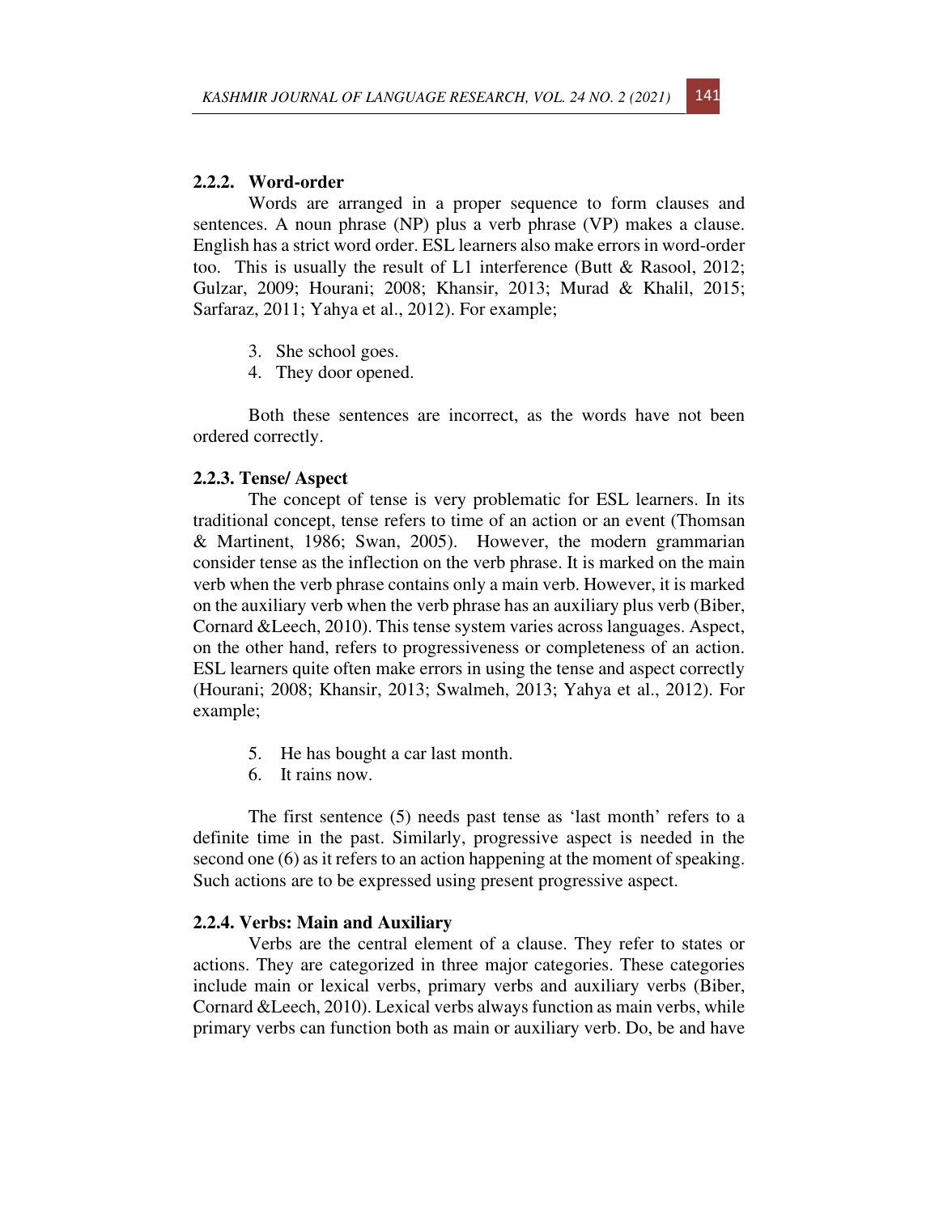### 2.2.2. Word-order

Words are arranged in a proper sequence to form clauses and sentences. A noun phrase (NP) plus a verb phrase (VP) makes a clause. English has a strict word order. ESL learners also make errors in word-order too. This is usually the result of L1 interference (Butt & Rasool, 2012; Gulzar, 2009; Hourani; 2008; Khansir, 2013; Murad & Khalil, 2015; Sarfaraz, 2011; Yahya et al., 2012). For example;

3. She school goes.
4. They door opened.

Both these sentences are incorrect, as the words have not been ordered correctly.

### 2.2.3. Tense/ Aspect

The concept of tense is very problematic for ESL learners. In its traditional concept, tense refers to time of an action or an event (Thomsan & Martinent, 1986; Swan, 2005). However, the modern grammarian consider tense as the inflection on the verb phrase. It is marked on the main verb when the verb phrase contains only a main verb. However, it is marked on the auxiliary verb when the verb phrase has an auxiliary plus verb (Biber, Cornard &Leech, 2010). This tense system varies across languages. Aspect, on the other hand, refers to progressiveness or completeness of an action. ESL learners quite often make errors in using the tense and aspect correctly (Hourani; 2008; Khansir, 2013; Swalmeh, 2013; Yahya et al., 2012). For example;

5. He has bought a car last month.
6. It rains now.

The first sentence (5) needs past tense as 'last month' refers to a definite time in the past. Similarly, progressive aspect is needed in the second one (6) as it refers to an action happening at the moment of speaking. Such actions are to be expressed using present progressive aspect.

### 2.2.4. Verbs: Main and Auxiliary

Verbs are the central element of a clause. They refer to states or actions. They are categorized in three major categories. These categories include main or lexical verbs, primary verbs and auxiliary verbs (Biber, Cornard &Leech, 2010). Lexical verbs always function as main verbs, while primary verbs can function both as main or auxiliary verb. Do, be and have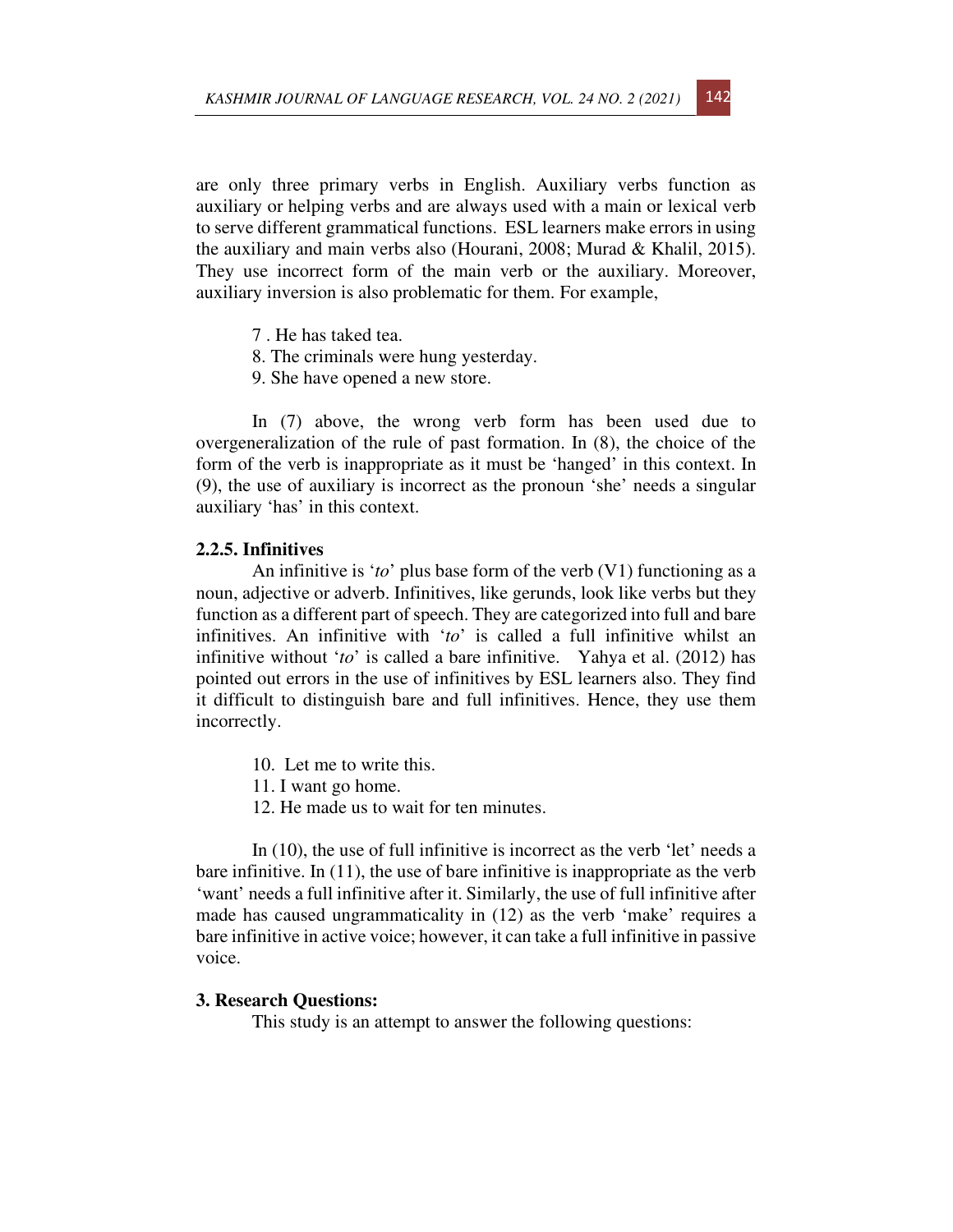are only three primary verbs in English. Auxiliary verbs function as auxiliary or helping verbs and are always used with a main or lexical verb to serve different grammatical functions. ESL learners make errors in using the auxiliary and main verbs also (Hourani, 2008; Murad & Khalil, 2015). They use incorrect form of the main verb or the auxiliary. Moreover, auxiliary inversion is also problematic for them. For example,

7 . He has taked tea.
8. The criminals were hung yesterday.
9. She have opened a new store.

In (7) above, the wrong verb form has been used due to overgeneralization of the rule of past formation. In (8), the choice of the form of the verb is inappropriate as it must be 'hanged' in this context. In (9), the use of auxiliary is incorrect as the pronoun 'she' needs a singular auxiliary 'has' in this context.

#### 2.2.5. Infinitives

An infinitive is '*to*' plus base form of the verb (V1) functioning as a noun, adjective or adverb. Infinitives, like gerunds, look like verbs but they function as a different part of speech. They are categorized into full and bare infinitives. An infinitive with '*to*' is called a full infinitive whilst an infinitive without '*to*' is called a bare infinitive. Yahya et al. (2012) has pointed out errors in the use of infinitives by ESL learners also. They find it difficult to distinguish bare and full infinitives. Hence, they use them incorrectly.

10. Let me to write this.
11. I want go home.
12. He made us to wait for ten minutes.

In (10), the use of full infinitive is incorrect as the verb 'let' needs a bare infinitive. In (11), the use of bare infinitive is inappropriate as the verb 'want' needs a full infinitive after it. Similarly, the use of full infinitive after made has caused ungrammaticality in (12) as the verb 'make' requires a bare infinitive in active voice; however, it can take a full infinitive in passive voice.

## 3. Research Questions:

This study is an attempt to answer the following questions: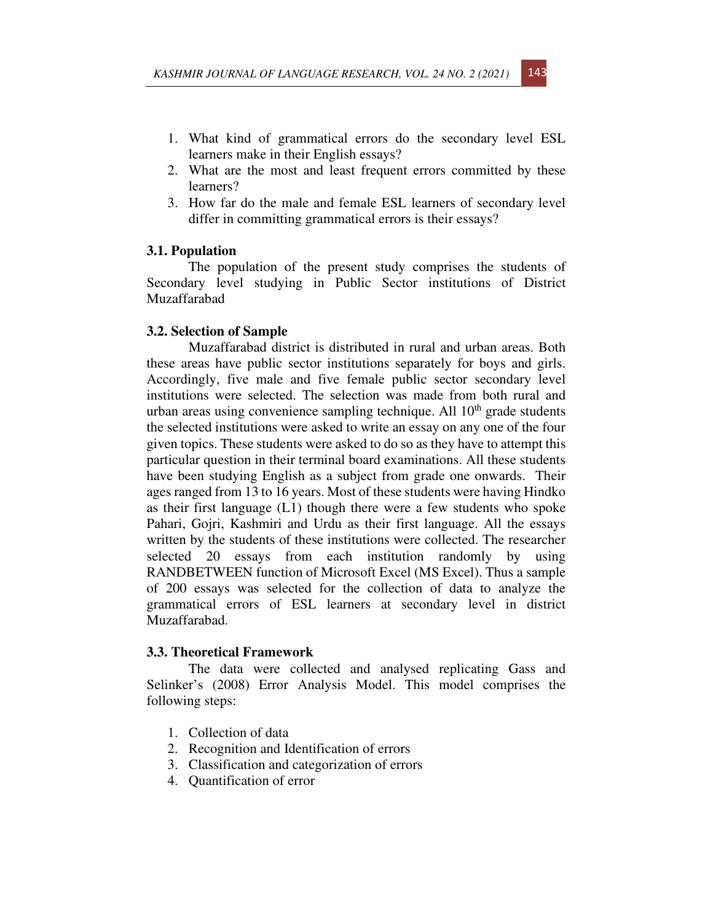1. What kind of grammatical errors do the secondary level ESL learners make in their English essays?
2. What are the most and least frequent errors committed by these learners?
3. How far do the male and female ESL learners of secondary level differ in committing grammatical errors is their essays?

### 3.1. Population

The population of the present study comprises the students of Secondary level studying in Public Sector institutions of District Muzaffarabad

### 3.2. Selection of Sample

Muzaffarabad district is distributed in rural and urban areas. Both these areas have public sector institutions separately for boys and girls. Accordingly, five male and five female public sector secondary level institutions were selected. The selection was made from both rural and urban areas using convenience sampling technique. All 10th grade students the selected institutions were asked to write an essay on any one of the four given topics. These students were asked to do so as they have to attempt this particular question in their terminal board examinations. All these students have been studying English as a subject from grade one onwards. Their ages ranged from 13 to 16 years. Most of these students were having Hindko as their first language (L1) though there were a few students who spoke Pahari, Gojri, Kashmiri and Urdu as their first language. All the essays written by the students of these institutions were collected. The researcher selected 20 essays from each institution randomly by using RANDBETWEEN function of Microsoft Excel (MS Excel). Thus a sample of 200 essays was selected for the collection of data to analyze the grammatical errors of ESL learners at secondary level in district Muzaffarabad.

### 3.3. Theoretical Framework

The data were collected and analysed replicating Gass and Selinker's (2008) Error Analysis Model. This model comprises the following steps:

1. Collection of data
2. Recognition and Identification of errors
3. Classification and categorization of errors
4. Quantification of error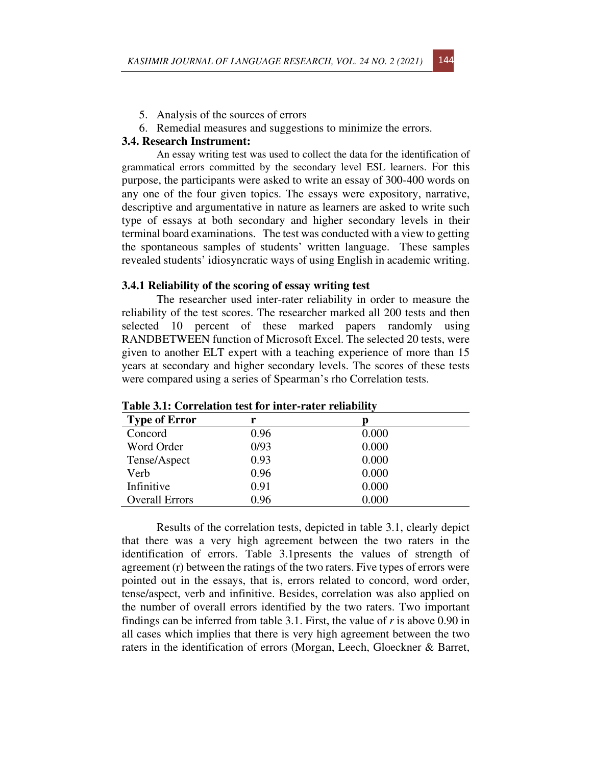5. Analysis of the sources of errors
6. Remedial measures and suggestions to minimize the errors.

### 3.4. Research Instrument:

An essay writing test was used to collect the data for the identification of grammatical errors committed by the secondary level ESL learners. For this purpose, the participants were asked to write an essay of 300-400 words on any one of the four given topics. The essays were expository, narrative, descriptive and argumentative in nature as learners are asked to write such type of essays at both secondary and higher secondary levels in their terminal board examinations. The test was conducted with a view to getting the spontaneous samples of students' written language. These samples revealed students' idiosyncratic ways of using English in academic writing.

#### 3.4.1 Reliability of the scoring of essay writing test

The researcher used inter-rater reliability in order to measure the reliability of the test scores. The researcher marked all 200 tests and then selected 10 percent of these marked papers randomly using RANDBETWEEN function of Microsoft Excel. The selected 20 tests, were given to another ELT expert with a teaching experience of more than 15 years at secondary and higher secondary levels. The scores of these tests were compared using a series of Spearman's rho Correlation tests.

**Table 3.1: Correlation test for inter-rater reliability**

| Type of Error | r | p |
|---|---|---|
| Concord | 0.96 | 0.000 |
| Word Order | 0/93 | 0.000 |
| Tense/Aspect | 0.93 | 0.000 |
| Verb | 0.96 | 0.000 |
| Infinitive | 0.91 | 0.000 |
| Overall Errors | 0.96 | 0.000 |

Results of the correlation tests, depicted in table 3.1, clearly depict that there was a very high agreement between the two raters in the identification of errors. Table 3.1presents the values of strength of agreement (r) between the ratings of the two raters. Five types of errors were pointed out in the essays, that is, errors related to concord, word order, tense/aspect, verb and infinitive. Besides, correlation was also applied on the number of overall errors identified by the two raters. Two important findings can be inferred from table 3.1. First, the value of *r* is above 0.90 in all cases which implies that there is very high agreement between the two raters in the identification of errors (Morgan, Leech, Gloeckner & Barret,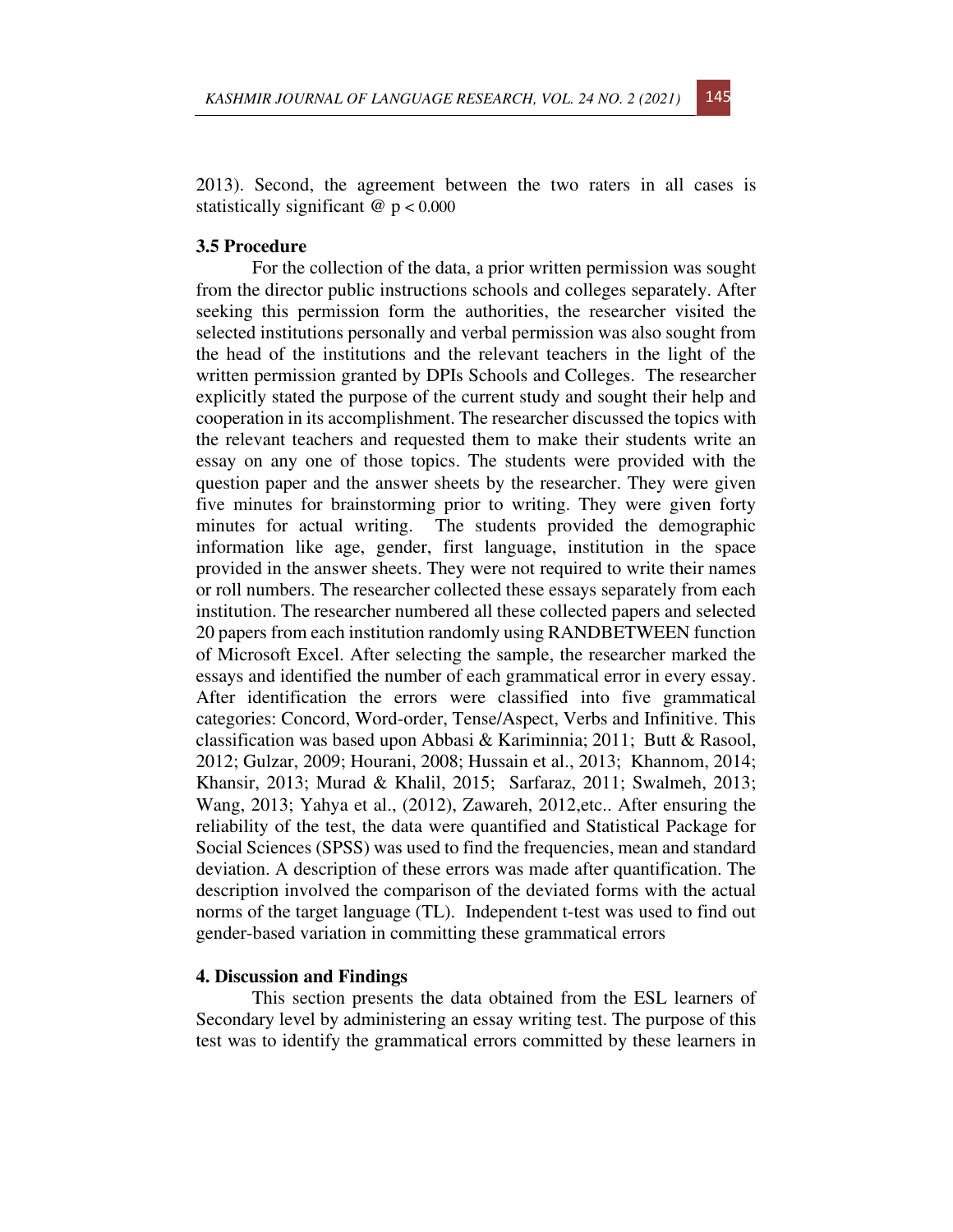2013). Second, the agreement between the two raters in all cases is statistically significant @ $p < 0.000$

### 3.5 Procedure

For the collection of the data, a prior written permission was sought from the director public instructions schools and colleges separately. After seeking this permission form the authorities, the researcher visited the selected institutions personally and verbal permission was also sought from the head of the institutions and the relevant teachers in the light of the written permission granted by DPIs Schools and Colleges. The researcher explicitly stated the purpose of the current study and sought their help and cooperation in its accomplishment. The researcher discussed the topics with the relevant teachers and requested them to make their students write an essay on any one of those topics. The students were provided with the question paper and the answer sheets by the researcher. They were given five minutes for brainstorming prior to writing. They were given forty minutes for actual writing. The students provided the demographic information like age, gender, first language, institution in the space provided in the answer sheets. They were not required to write their names or roll numbers. The researcher collected these essays separately from each institution. The researcher numbered all these collected papers and selected 20 papers from each institution randomly using RANDBETWEEN function of Microsoft Excel. After selecting the sample, the researcher marked the essays and identified the number of each grammatical error in every essay. After identification the errors were classified into five grammatical categories: Concord, Word-order, Tense/Aspect, Verbs and Infinitive. This classification was based upon Abbasi & Kariminnia; 2011; Butt & Rasool, 2012; Gulzar, 2009; Hourani, 2008; Hussain et al., 2013; Khannom, 2014; Khansir, 2013; Murad & Khalil, 2015; Sarfaraz, 2011; Swalmeh, 2013; Wang, 2013; Yahya et al., (2012), Zawareh, 2012,etc.. After ensuring the reliability of the test, the data were quantified and Statistical Package for Social Sciences (SPSS) was used to find the frequencies, mean and standard deviation. A description of these errors was made after quantification. The description involved the comparison of the deviated forms with the actual norms of the target language (TL). Independent t-test was used to find out gender-based variation in committing these grammatical errors

## 4. Discussion and Findings

This section presents the data obtained from the ESL learners of Secondary level by administering an essay writing test. The purpose of this test was to identify the grammatical errors committed by these learners in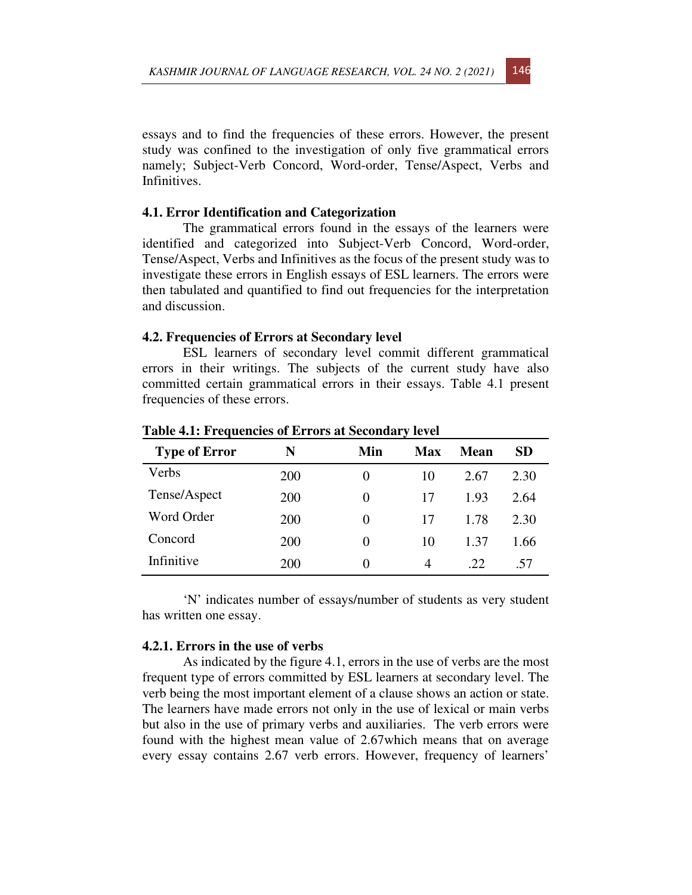essays and to find the frequencies of these errors. However, the present study was confined to the investigation of only five grammatical errors namely; Subject-Verb Concord, Word-order, Tense/Aspect, Verbs and Infinitives.

### 4.1. Error Identification and Categorization

The grammatical errors found in the essays of the learners were identified and categorized into Subject-Verb Concord, Word-order, Tense/Aspect, Verbs and Infinitives as the focus of the present study was to investigate these errors in English essays of ESL learners. The errors were then tabulated and quantified to find out frequencies for the interpretation and discussion.

### 4.2. Frequencies of Errors at Secondary level

ESL learners of secondary level commit different grammatical errors in their writings. The subjects of the current study have also committed certain grammatical errors in their essays. Table 4.1 present frequencies of these errors.

**Table 4.1: Frequencies of Errors at Secondary level**

| Type of Error | N | Min | Max | Mean | SD |
|---|---|---|---|---|---|
| Verbs | 200 | 0 | 10 | 2.67 | 2.30 |
| Tense/Aspect | 200 | 0 | 17 | 1.93 | 2.64 |
| Word Order | 200 | 0 | 17 | 1.78 | 2.30 |
| Concord | 200 | 0 | 10 | 1.37 | 1.66 |
| Infinitive | 200 | 0 | 4 | .22 | .57 |

'N' indicates number of essays/number of students as very student has written one essay.

#### 4.2.1. Errors in the use of verbs

As indicated by the figure 4.1, errors in the use of verbs are the most frequent type of errors committed by ESL learners at secondary level. The verb being the most important element of a clause shows an action or state. The learners have made errors not only in the use of lexical or main verbs but also in the use of primary verbs and auxiliaries. The verb errors were found with the highest mean value of 2.67which means that on average every essay contains 2.67 verb errors. However, frequency of learners'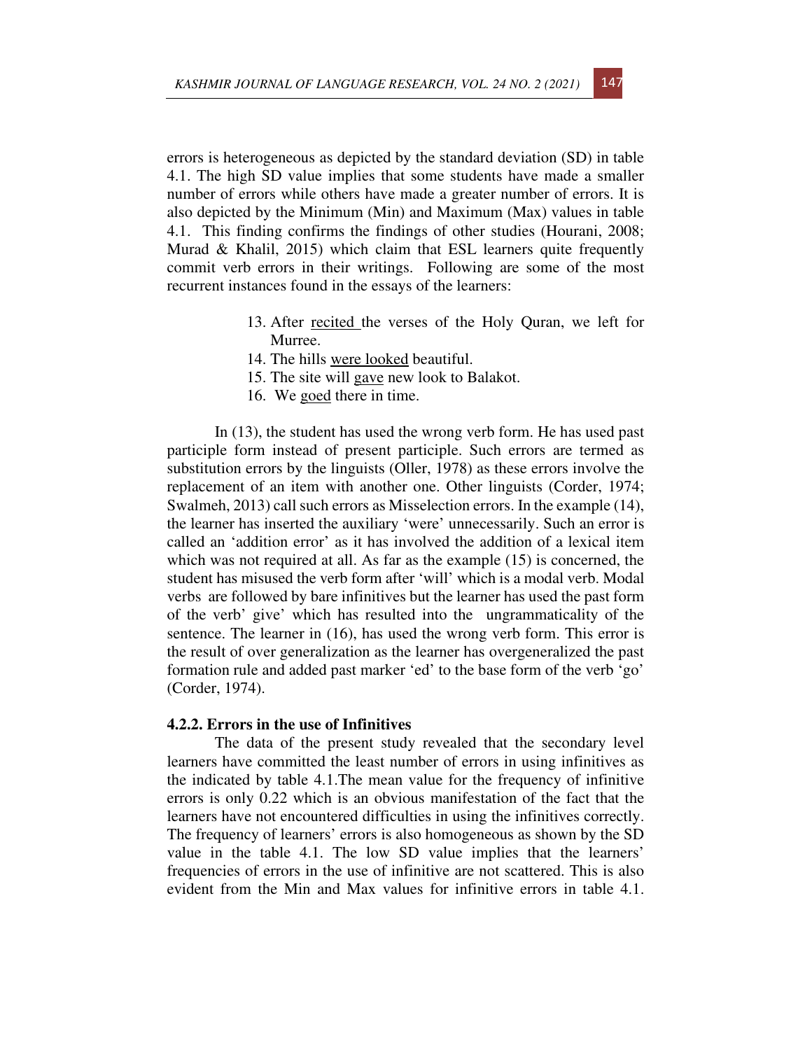errors is heterogeneous as depicted by the standard deviation (SD) in table 4.1. The high SD value implies that some students have made a smaller number of errors while others have made a greater number of errors. It is also depicted by the Minimum (Min) and Maximum (Max) values in table 4.1. This finding confirms the findings of other studies (Hourani, 2008; Murad & Khalil, 2015) which claim that ESL learners quite frequently commit verb errors in their writings. Following are some of the most recurrent instances found in the essays of the learners:

13. After <u>recited</u> the verses of the Holy Quran, we left for Murree.
14. The hills <u>were looked</u> beautiful.
15. The site will <u>gave</u> new look to Balakot.
16. We <u>goed</u> there in time.

In (13), the student has used the wrong verb form. He has used past participle form instead of present participle. Such errors are termed as substitution errors by the linguists (Oller, 1978) as these errors involve the replacement of an item with another one. Other linguists (Corder, 1974; Swalmeh, 2013) call such errors as Misselection errors. In the example (14), the learner has inserted the auxiliary 'were' unnecessarily. Such an error is called an 'addition error' as it has involved the addition of a lexical item which was not required at all. As far as the example (15) is concerned, the student has misused the verb form after 'will' which is a modal verb. Modal verbs are followed by bare infinitives but the learner has used the past form of the verb' give' which has resulted into the ungrammaticality of the sentence. The learner in (16), has used the wrong verb form. This error is the result of over generalization as the learner has overgeneralized the past formation rule and added past marker 'ed' to the base form of the verb 'go' (Corder, 1974).

#### 4.2.2. Errors in the use of Infinitives

The data of the present study revealed that the secondary level learners have committed the least number of errors in using infinitives as the indicated by table 4.1.The mean value for the frequency of infinitive errors is only 0.22 which is an obvious manifestation of the fact that the learners have not encountered difficulties in using the infinitives correctly. The frequency of learners' errors is also homogeneous as shown by the SD value in the table 4.1. The low SD value implies that the learners' frequencies of errors in the use of infinitive are not scattered. This is also evident from the Min and Max values for infinitive errors in table 4.1.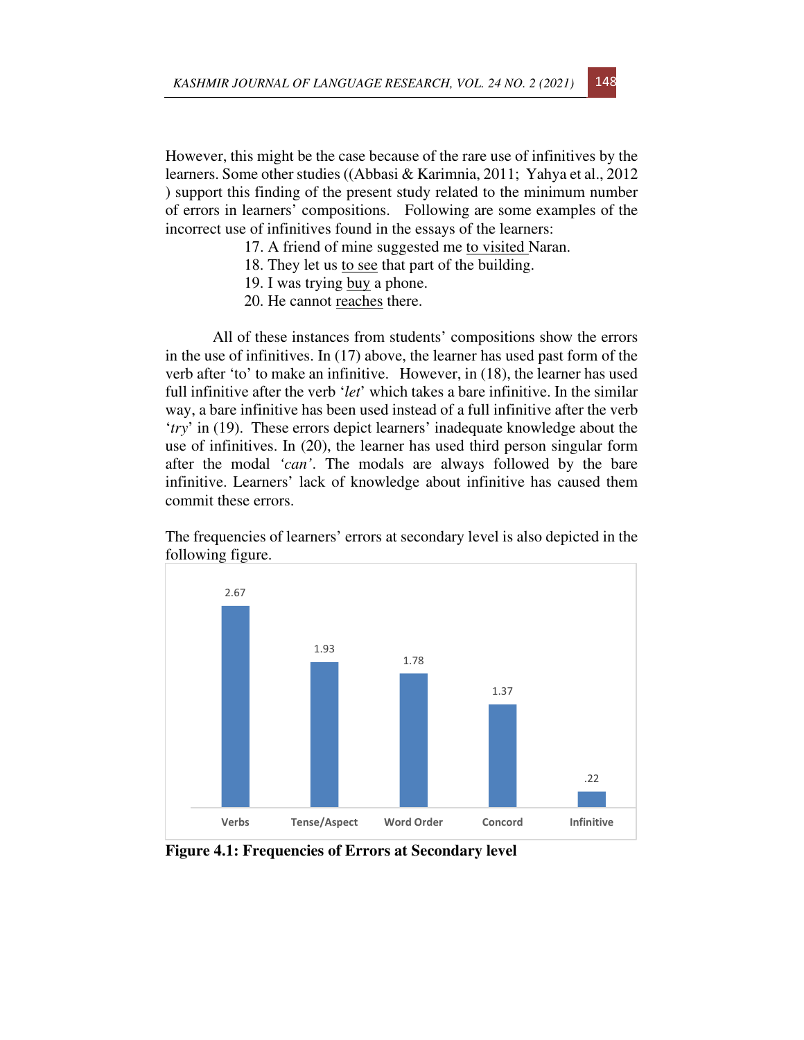However, this might be the case because of the rare use of infinitives by the learners. Some other studies ((Abbasi & Karimnia, 2011; Yahya et al., 2012 ) support this finding of the present study related to the minimum number of errors in learners' compositions. Following are some examples of the incorrect use of infinitives found in the essays of the learners:

17. A friend of mine suggested me <u>to visited</u> Naran.
18. They let us <u>to see</u> that part of the building.
19. I was trying <u>buy</u> a phone.
20. He cannot <u>reaches</u> there.

All of these instances from students' compositions show the errors in the use of infinitives. In (17) above, the learner has used past form of the verb after 'to' to make an infinitive. However, in (18), the learner has used full infinitive after the verb '*let*' which takes a bare infinitive. In the similar way, a bare infinitive has been used instead of a full infinitive after the verb '*try*' in (19). These errors depict learners' inadequate knowledge about the use of infinitives. In (20), the learner has used third person singular form after the modal *'can'*. The modals are always followed by the bare infinitive. Learners' lack of knowledge about infinitive has caused them commit these errors.

The frequencies of learners' errors at secondary level is also depicted in the following figure.

| Verbs | Tense/Aspect | Word Order | Concord | Infinitive |
|---|---|---|---|---|
| 2.67 | 1.93 | 1.78 | 1.37 | .22 |

**Figure 4.1: Frequencies of Errors at Secondary level**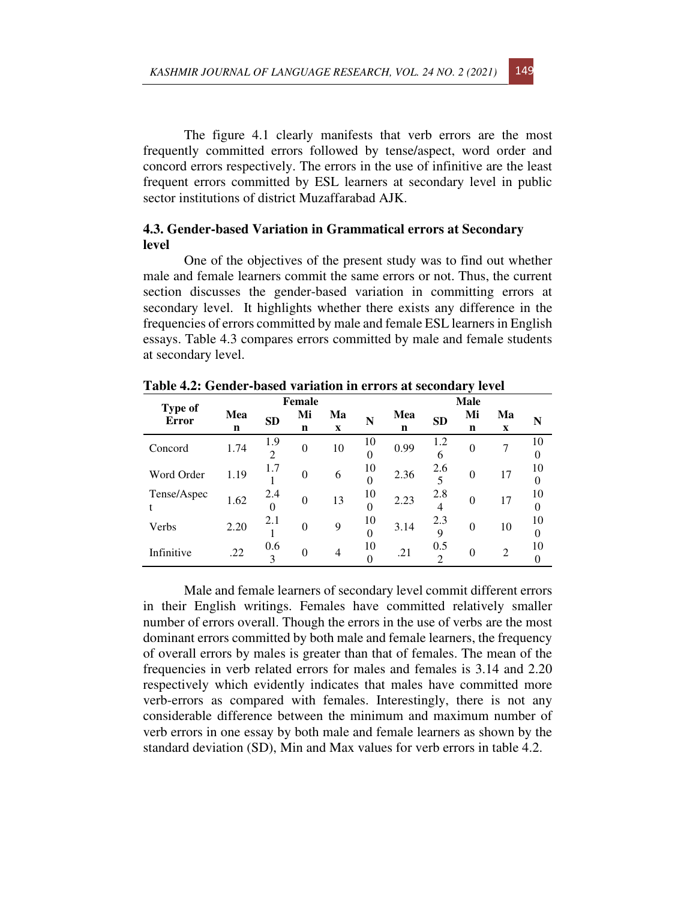The figure 4.1 clearly manifests that verb errors are the most frequently committed errors followed by tense/aspect, word order and concord errors respectively. The errors in the use of infinitive are the least frequent errors committed by ESL learners at secondary level in public sector institutions of district Muzaffarabad AJK.

### 4.3. Gender-based Variation in Grammatical errors at Secondary level

One of the objectives of the present study was to find out whether male and female learners commit the same errors or not. Thus, the current section discusses the gender-based variation in committing errors at secondary level. It highlights whether there exists any difference in the frequencies of errors committed by male and female ESL learners in English essays. Table 4.3 compares errors committed by male and female students at secondary level.

**Table 4.2: Gender-based variation in errors at secondary level**

| Type of Error | Female | | | | | Male | | | | |
|---|---|---|---|---|---|---|---|---|---|---|
| | Mean | SD | Min | Max | N | Mean | SD | Min | Max | N |
| Concord | 1.74 | 1.92 | 0 | 10 | 100 | 0.99 | 1.26 | 0 | 7 | 100 |
| Word Order | 1.19 | 1.71 | 0 | 6 | 100 | 2.36 | 2.65 | 0 | 17 | 100 |
| Tense/Aspect | 1.62 | 2.40 | 0 | 13 | 100 | 2.23 | 2.84 | 0 | 17 | 100 |
| Verbs | 2.20 | 2.11 | 0 | 9 | 100 | 3.14 | 2.39 | 0 | 10 | 100 |
| Infinitive | .22 | 0.63 | 0 | 4 | 100 | .21 | 0.52 | 0 | 2 | 100 |

Male and female learners of secondary level commit different errors in their English writings. Females have committed relatively smaller number of errors overall. Though the errors in the use of verbs are the most dominant errors committed by both male and female learners, the frequency of overall errors by males is greater than that of females. The mean of the frequencies in verb related errors for males and females is 3.14 and 2.20 respectively which evidently indicates that males have committed more verb-errors as compared with females. Interestingly, there is not any considerable difference between the minimum and maximum number of verb errors in one essay by both male and female learners as shown by the standard deviation (SD), Min and Max values for verb errors in table 4.2.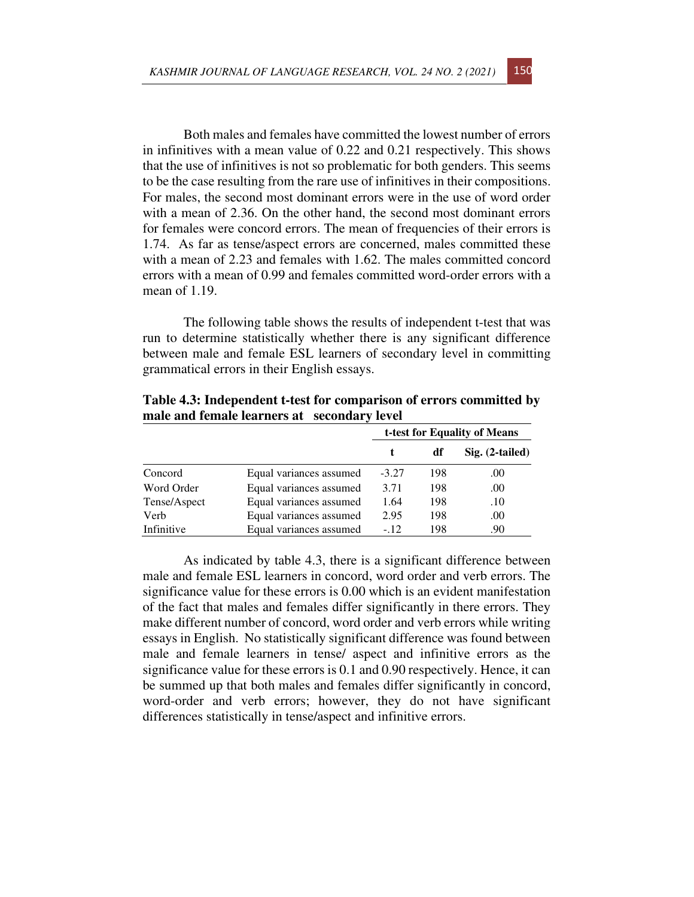Both males and females have committed the lowest number of errors in infinitives with a mean value of 0.22 and 0.21 respectively. This shows that the use of infinitives is not so problematic for both genders. This seems to be the case resulting from the rare use of infinitives in their compositions. For males, the second most dominant errors were in the use of word order with a mean of 2.36. On the other hand, the second most dominant errors for females were concord errors. The mean of frequencies of their errors is 1.74. As far as tense/aspect errors are concerned, males committed these with a mean of 2.23 and females with 1.62. The males committed concord errors with a mean of 0.99 and females committed word-order errors with a mean of 1.19.

The following table shows the results of independent t-test that was run to determine statistically whether there is any significant difference between male and female ESL learners of secondary level in committing grammatical errors in their English essays.

**Table 4.3: Independent t-test for comparison of errors committed by male and female learners at secondary level**

| | | t-test for Equality of Means | | |
|---|---|---|---|---|
| | | **t** | **df** | **Sig. (2-tailed)** |
| Concord | Equal variances assumed | -3.27 | 198 | .00 |
| Word Order | Equal variances assumed | 3.71 | 198 | .00 |
| Tense/Aspect | Equal variances assumed | 1.64 | 198 | .10 |
| Verb | Equal variances assumed | 2.95 | 198 | .00 |
| Infinitive | Equal variances assumed | -.12 | 198 | .90 |

As indicated by table 4.3, there is a significant difference between male and female ESL learners in concord, word order and verb errors. The significance value for these errors is 0.00 which is an evident manifestation of the fact that males and females differ significantly in there errors. They make different number of concord, word order and verb errors while writing essays in English. No statistically significant difference was found between male and female learners in tense/ aspect and infinitive errors as the significance value for these errors is 0.1 and 0.90 respectively. Hence, it can be summed up that both males and females differ significantly in concord, word-order and verb errors; however, they do not have significant differences statistically in tense/aspect and infinitive errors.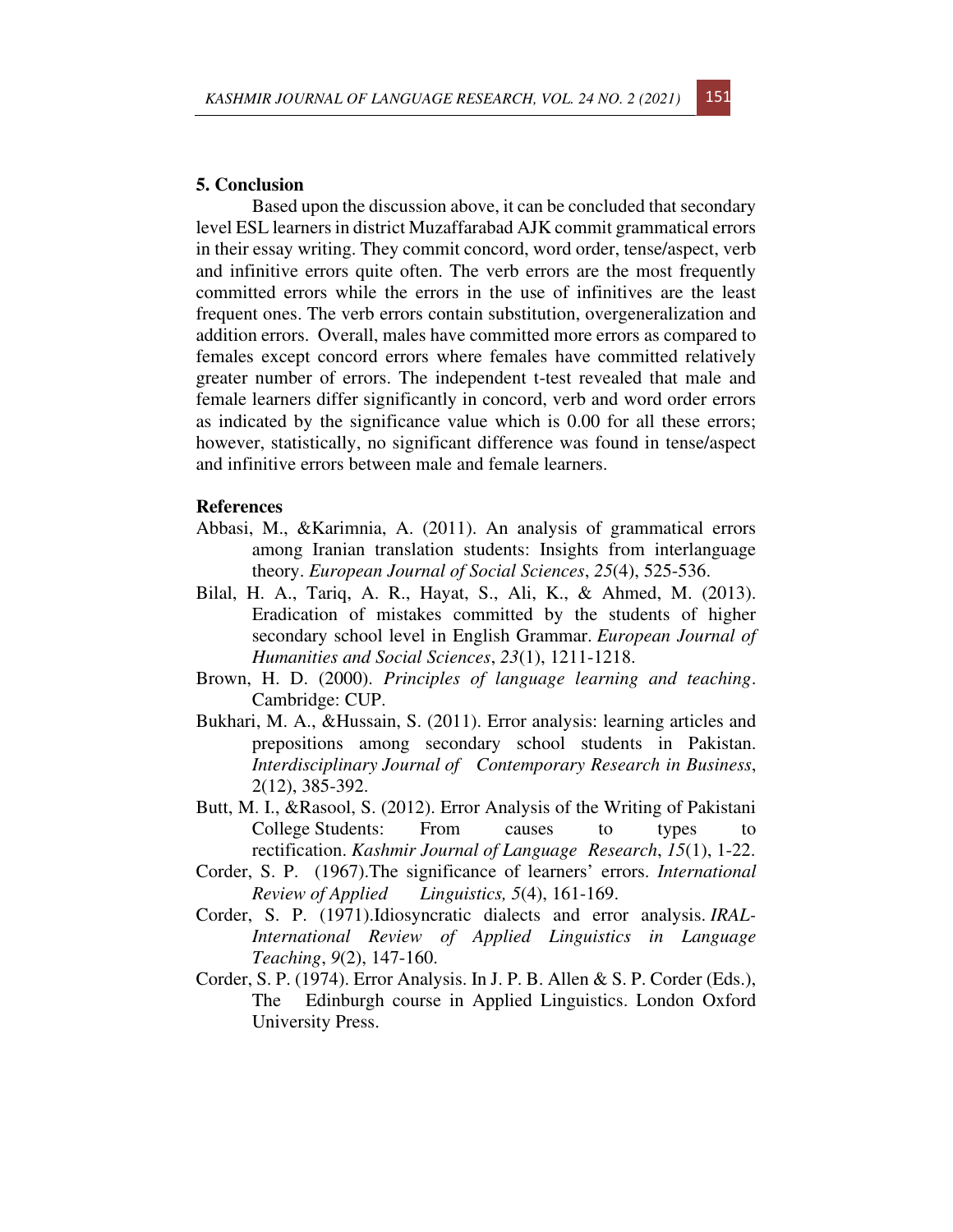## 5. Conclusion

Based upon the discussion above, it can be concluded that secondary level ESL learners in district Muzaffarabad AJK commit grammatical errors in their essay writing. They commit concord, word order, tense/aspect, verb and infinitive errors quite often. The verb errors are the most frequently committed errors while the errors in the use of infinitives are the least frequent ones. The verb errors contain substitution, overgeneralization and addition errors. Overall, males have committed more errors as compared to females except concord errors where females have committed relatively greater number of errors. The independent t-test revealed that male and female learners differ significantly in concord, verb and word order errors as indicated by the significance value which is 0.00 for all these errors; however, statistically, no significant difference was found in tense/aspect and infinitive errors between male and female learners.

## References

Abbasi, M., &Karimnia, A. (2011). An analysis of grammatical errors among Iranian translation students: Insights from interlanguage theory. *European Journal of Social Sciences*, *25*(4), 525-536.

Bilal, H. A., Tariq, A. R., Hayat, S., Ali, K., & Ahmed, M. (2013). Eradication of mistakes committed by the students of higher secondary school level in English Grammar. *European Journal of Humanities and Social Sciences*, *23*(1), 1211-1218.

Brown, H. D. (2000). *Principles of language learning and teaching*. Cambridge: CUP.

Bukhari, M. A., &Hussain, S. (2011). Error analysis: learning articles and prepositions among secondary school students in Pakistan. *Interdisciplinary Journal of Contemporary Research in Business*, 2(12), 385-392.

Butt, M. I., &Rasool, S. (2012). Error Analysis of the Writing of Pakistani College Students: From causes to types to rectification. *Kashmir Journal of Language Research*, *15*(1), 1-22.

Corder, S. P. (1967).The significance of learners' errors. *International Review of Applied Linguistics, 5*(4), 161-169.

Corder, S. P. (1971).Idiosyncratic dialects and error analysis. *IRAL-International Review of Applied Linguistics in Language Teaching*, *9*(2), 147-160.

Corder, S. P. (1974). Error Analysis. In J. P. B. Allen & S. P. Corder (Eds.), The Edinburgh course in Applied Linguistics. London Oxford University Press.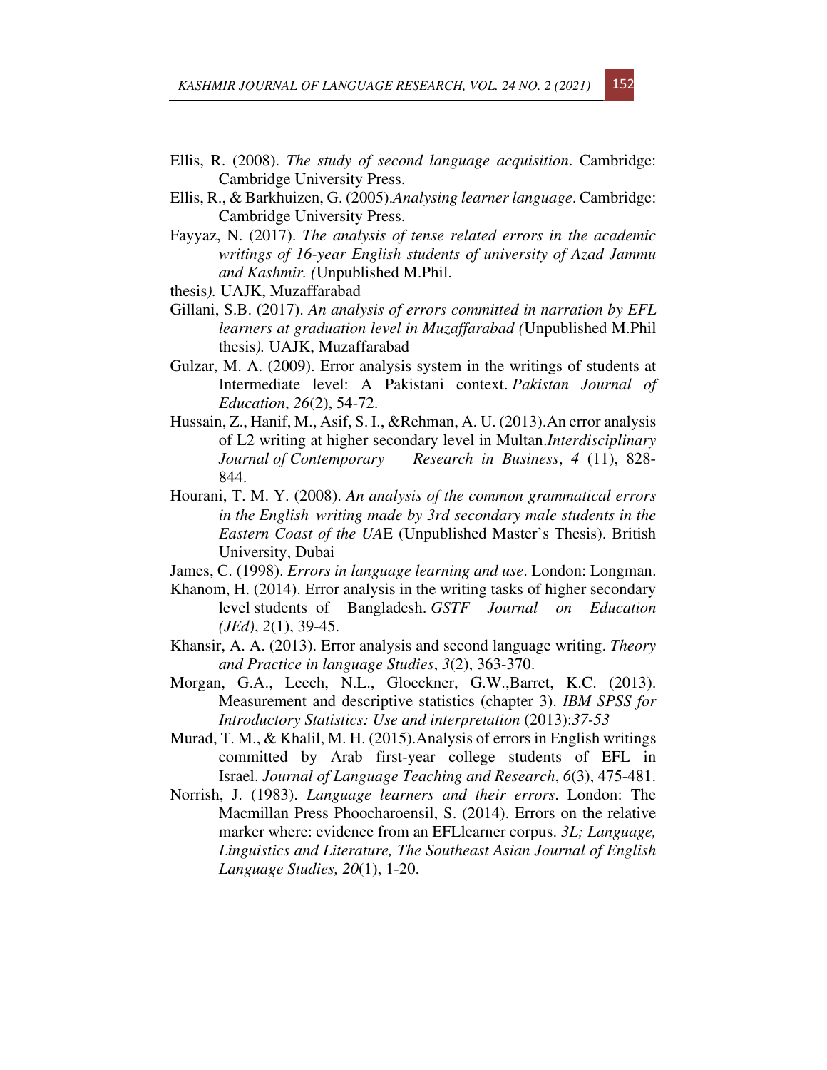Ellis, R. (2008). *The study of second language acquisition*. Cambridge: Cambridge University Press.

Ellis, R., & Barkhuizen, G. (2005).*Analysing learner language*. Cambridge: Cambridge University Press.

Fayyaz, N. (2017). *The analysis of tense related errors in the academic writings of 16-year English students of university of Azad Jammu and Kashmir. (*Unpublished M.Phil.

thesis*).* UAJK, Muzaffarabad

Gillani, S.B. (2017). *An analysis of errors committed in narration by EFL learners at graduation level in Muzaffarabad (*Unpublished M.Phil thesis*).* UAJK, Muzaffarabad

Gulzar, M. A. (2009). Error analysis system in the writings of students at Intermediate level: A Pakistani context. *Pakistan Journal of Education*, *26*(2), 54-72.

Hussain, Z., Hanif, M., Asif, S. I., &Rehman, A. U. (2013).An error analysis of L2 writing at higher secondary level in Multan.*Interdisciplinary Journal of Contemporary Research in Business*, *4* (11), 828-844.

Hourani, T. M. Y. (2008). *An analysis of the common grammatical errors in the English writing made by 3rd secondary male students in the Eastern Coast of the UA*E (Unpublished Master's Thesis). British University, Dubai

James, C. (1998). *Errors in language learning and use*. London: Longman.

Khanom, H. (2014). Error analysis in the writing tasks of higher secondary level students of Bangladesh. *GSTF Journal on Education (JEd)*, *2*(1), 39-45.

Khansir, A. A. (2013). Error analysis and second language writing. *Theory and Practice in language Studies*, *3*(2), 363-370.

Morgan, G.A., Leech, N.L., Gloeckner, G.W.,Barret, K.C. (2013). Measurement and descriptive statistics (chapter 3). *IBM SPSS for Introductory Statistics: Use and interpretation* (2013):*37-53*

Murad, T. M., & Khalil, M. H. (2015).Analysis of errors in English writings committed by Arab first-year college students of EFL in Israel. *Journal of Language Teaching and Research*, *6*(3), 475-481.

Norrish, J. (1983). *Language learners and their errors*. London: The Macmillan Press Phoocharoensil, S. (2014). Errors on the relative marker where: evidence from an EFLlearner corpus. *3L; Language, Linguistics and Literature, The Southeast Asian Journal of English Language Studies, 20*(1), 1-20.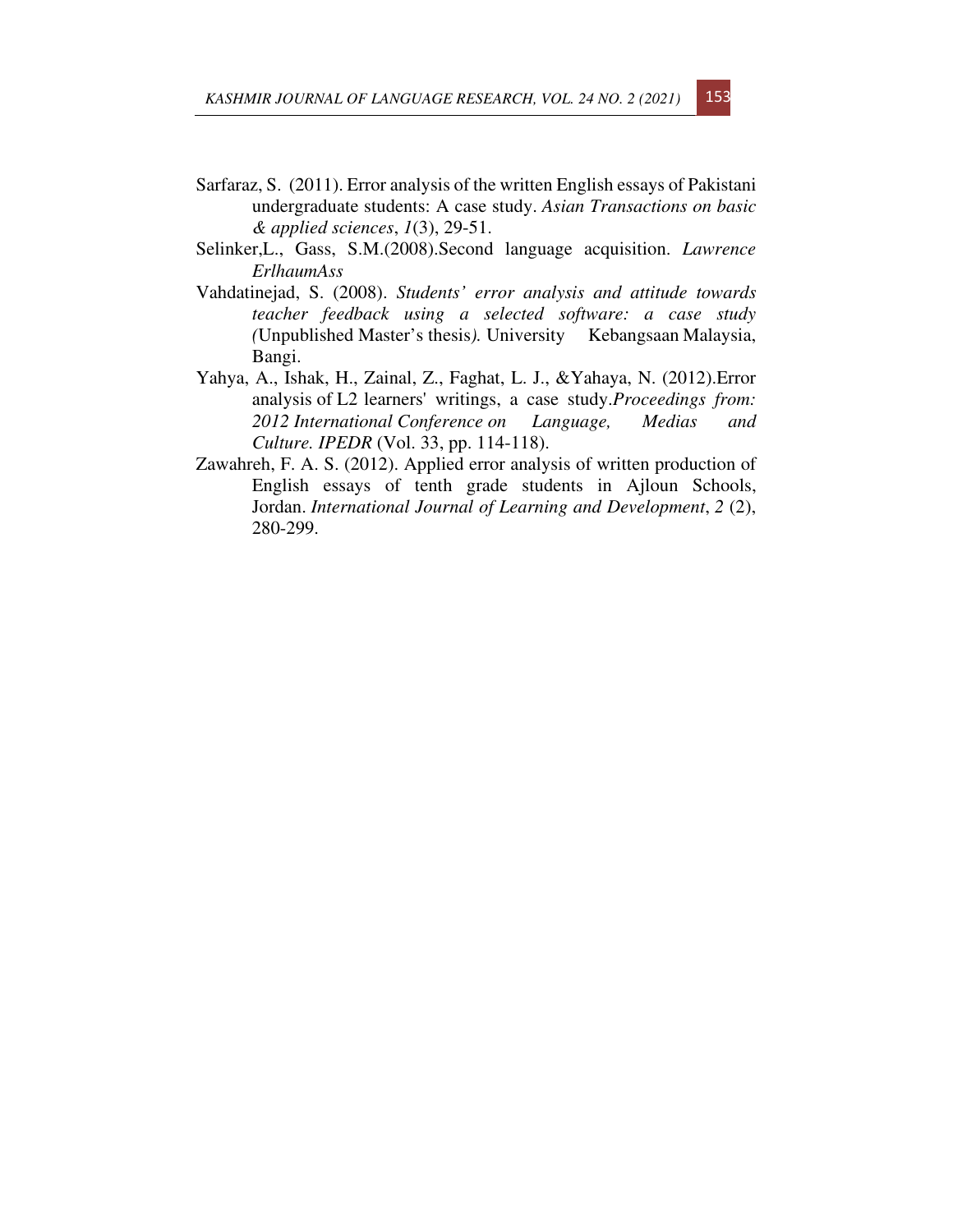Sarfaraz, S. (2011). Error analysis of the written English essays of Pakistani undergraduate students: A case study. *Asian Transactions on basic & applied sciences*, *1*(3), 29-51.

Selinker,L., Gass, S.M.(2008).Second language acquisition. *Lawrence ErlhaumAss*

Vahdatinejad, S. (2008). *Students' error analysis and attitude towards teacher feedback using a selected software: a case study (*Unpublished Master's thesis*).* University Kebangsaan Malaysia, Bangi.

Yahya, A., Ishak, H., Zainal, Z., Faghat, L. J., &Yahaya, N. (2012).Error analysis of L2 learners' writings, a case study.*Proceedings from: 2012 International Conference on Language, Medias and Culture. IPEDR* (Vol. 33, pp. 114-118).

Zawahreh, F. A. S. (2012). Applied error analysis of written production of English essays of tenth grade students in Ajloun Schools, Jordan. *International Journal of Learning and Development*, *2* (2), 280-299.